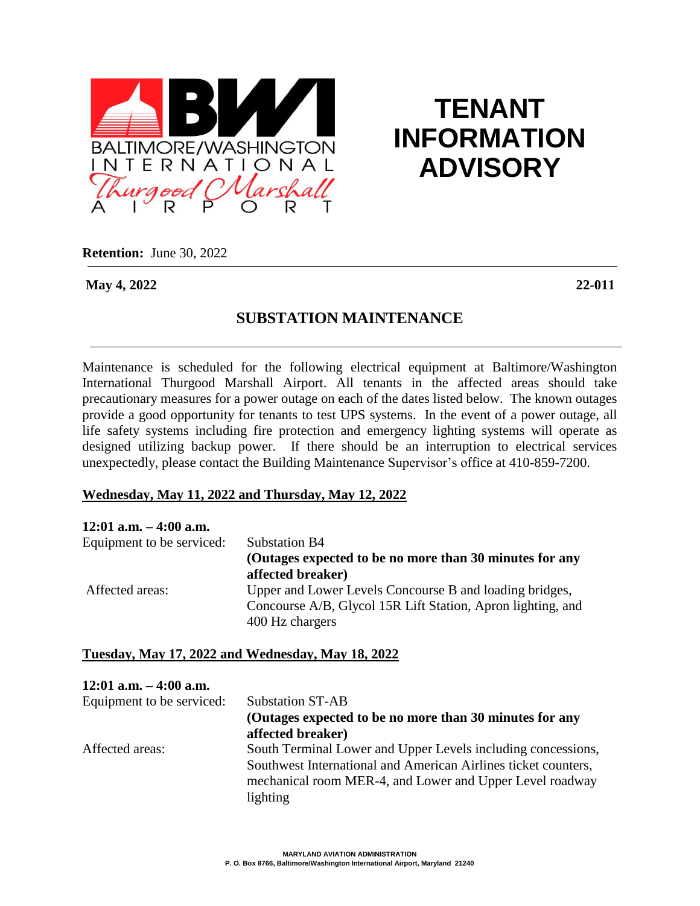BALTIMORE/WASHINGTON INTERNATIONAL Thurgood Marshall AIRPORT

# TENANT INFORMATION ADVISORY

**Retention:** June 30, 2022

**May 4, 2022** **22-011**

## SUBSTATION MAINTENANCE

Maintenance is scheduled for the following electrical equipment at Baltimore/Washington International Thurgood Marshall Airport. All tenants in the affected areas should take precautionary measures for a power outage on each of the dates listed below. The known outages provide a good opportunity for tenants to test UPS systems. In the event of a power outage, all life safety systems including fire protection and emergency lighting systems will operate as designed utilizing backup power. If there should be an interruption to electrical services unexpectedly, please contact the Building Maintenance Supervisor's office at 410-859-7200.

### Wednesday, May 11, 2022 and Thursday, May 12, 2022

**12:01 a.m. – 4:00 a.m.**

Equipment to be serviced: Substation B4
**(Outages expected to be no more than 30 minutes for any affected breaker)**

Affected areas: Upper and Lower Levels Concourse B and loading bridges, Concourse A/B, Glycol 15R Lift Station, Apron lighting, and 400 Hz chargers

### Tuesday, May 17, 2022 and Wednesday, May 18, 2022

**12:01 a.m. – 4:00 a.m.**

Equipment to be serviced: Substation ST-AB
**(Outages expected to be no more than 30 minutes for any affected breaker)**

Affected areas: South Terminal Lower and Upper Levels including concessions, Southwest International and American Airlines ticket counters, mechanical room MER-4, and Lower and Upper Level roadway lighting

MARYLAND AVIATION ADMINISTRATION
P. O. Box 8766, Baltimore/Washington International Airport, Maryland 21240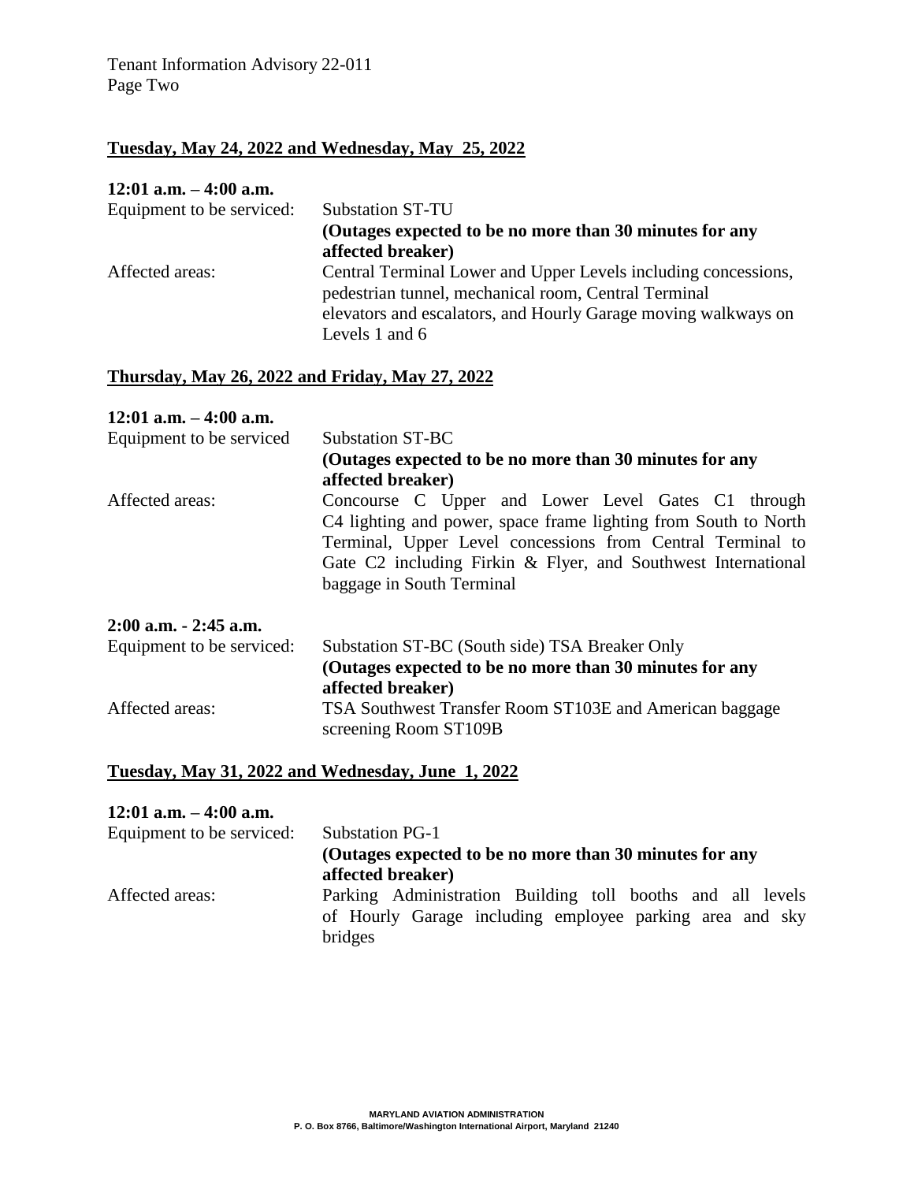**Tuesday, May 24, 2022 and Wednesday, May 25, 2022**

**12:01 a.m. – 4:00 a.m.**

Equipment to be serviced: Substation ST-TU
**(Outages expected to be no more than 30 minutes for any affected breaker)**

Affected areas: Central Terminal Lower and Upper Levels including concessions, pedestrian tunnel, mechanical room, Central Terminal elevators and escalators, and Hourly Garage moving walkways on Levels 1 and 6

**Thursday, May 26, 2022 and Friday, May 27, 2022**

**12:01 a.m. – 4:00 a.m.**

Equipment to be serviced: Substation ST-BC
**(Outages expected to be no more than 30 minutes for any affected breaker)**

Affected areas: Concourse C Upper and Lower Level Gates C1 through C4 lighting and power, space frame lighting from South to North Terminal, Upper Level concessions from Central Terminal to Gate C2 including Firkin & Flyer, and Southwest International baggage in South Terminal

**2:00 a.m. - 2:45 a.m.**

Equipment to be serviced: Substation ST-BC (South side) TSA Breaker Only
**(Outages expected to be no more than 30 minutes for any affected breaker)**

Affected areas: TSA Southwest Transfer Room ST103E and American baggage screening Room ST109B

**Tuesday, May 31, 2022 and Wednesday, June 1, 2022**

**12:01 a.m. – 4:00 a.m.**

Equipment to be serviced: Substation PG-1
**(Outages expected to be no more than 30 minutes for any affected breaker)**

Affected areas: Parking Administration Building toll booths and all levels of Hourly Garage including employee parking area and sky bridges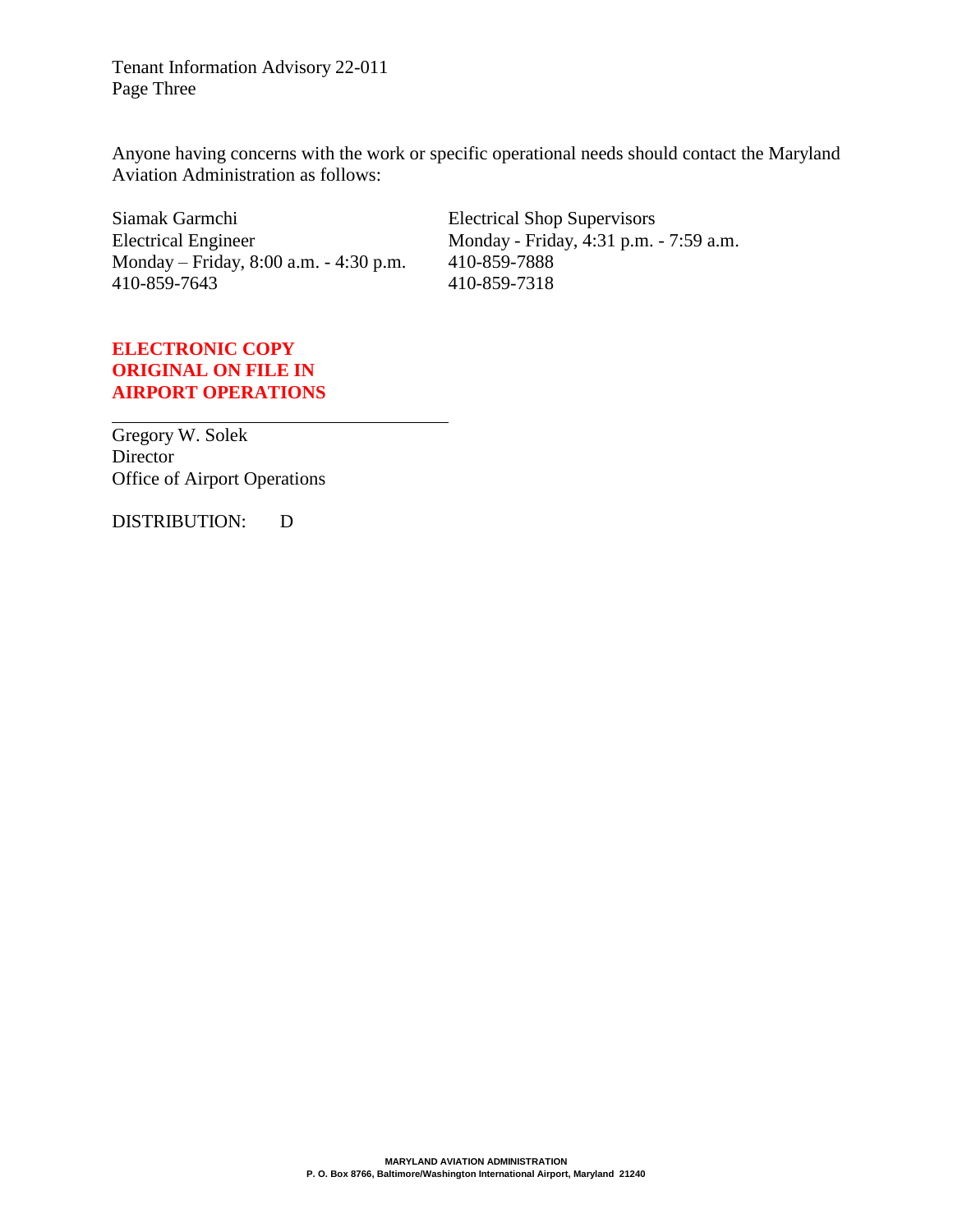Anyone having concerns with the work or specific operational needs should contact the Maryland Aviation Administration as follows:

Siamak Garmchi
Electrical Engineer
Monday – Friday, 8:00 a.m. - 4:30 p.m.
410-859-7643

Electrical Shop Supervisors
Monday - Friday, 4:31 p.m. - 7:59 a.m.
410-859-7888
410-859-7318

**ELECTRONIC COPY**
**ORIGINAL ON FILE IN**
**AIRPORT OPERATIONS**

Gregory W. Solek
Director
Office of Airport Operations

DISTRIBUTION: D

MARYLAND AVIATION ADMINISTRATION
P. O. Box 8766, Baltimore/Washington International Airport, Maryland 21240